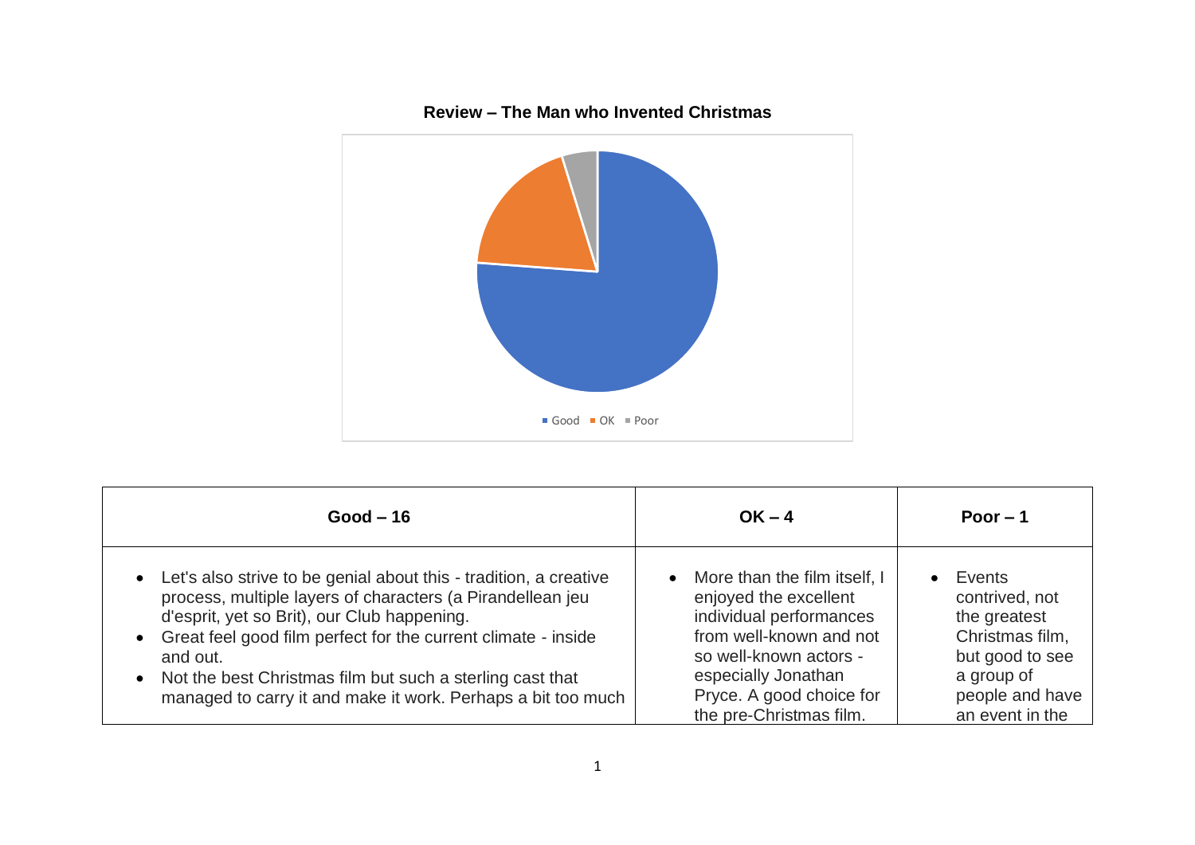**Review – The Man who Invented Christmas**

Good | OK | Poor

| Good – 16 | OK – 4 | Poor – 1 |
| --- | --- | --- |
| • Let's also strive to be genial about this - tradition, a creative process, multiple layers of characters (a Pirandellean jeu d'esprit, yet so Brit), our Club happening.<br>• Great feel good film perfect for the current climate - inside and out.<br>• Not the best Christmas film but such a sterling cast that managed to carry it and make it work. Perhaps a bit too much | • More than the film itself, I enjoyed the excellent individual performances from well-known and not so well-known actors - especially Jonathan Pryce. A good choice for the pre-Christmas film. | • Events contrived, not the greatest Christmas film, but good to see a group of people and have an event in the |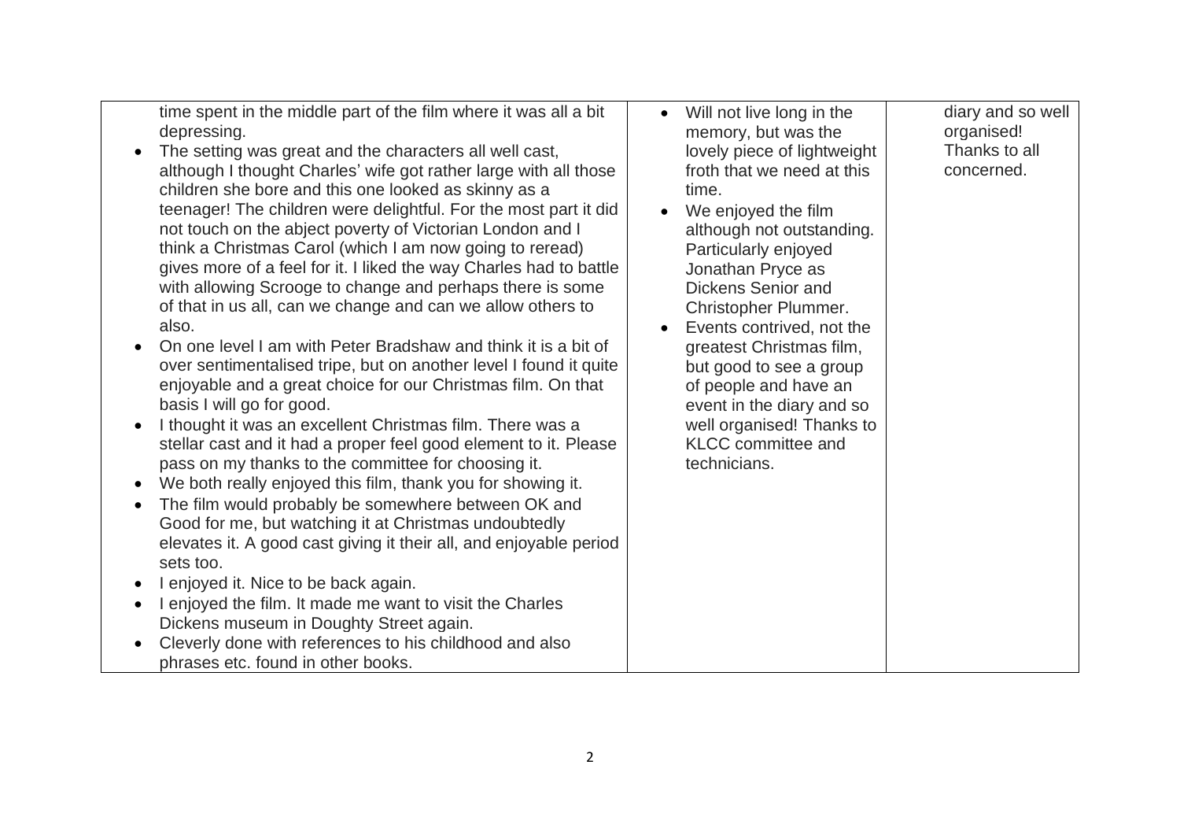| | | |
|---|---|---|
| time spent in the middle part of the film where it was all a bit depressing.<br>• The setting was great and the characters all well cast, although I thought Charles' wife got rather large with all those children she bore and this one looked as skinny as a teenager! The children were delightful. For the most part it did not touch on the abject poverty of Victorian London and I think a Christmas Carol (which I am now going to reread) gives more of a feel for it. I liked the way Charles had to battle with allowing Scrooge to change and perhaps there is some of that in us all, can we change and can we allow others to also.<br>• On one level I am with Peter Bradshaw and think it is a bit of over sentimentalised tripe, but on another level I found it quite enjoyable and a great choice for our Christmas film. On that basis I will go for good.<br>• I thought it was an excellent Christmas film. There was a stellar cast and it had a proper feel good element to it. Please pass on my thanks to the committee for choosing it.<br>• We both really enjoyed this film, thank you for showing it.<br>• The film would probably be somewhere between OK and Good for me, but watching it at Christmas undoubtedly elevates it. A good cast giving it their all, and enjoyable period sets too.<br>• I enjoyed it. Nice to be back again.<br>• I enjoyed the film. It made me want to visit the Charles Dickens museum in Doughty Street again.<br>• Cleverly done with references to his childhood and also phrases etc. found in other books. | • Will not live long in the memory, but was the lovely piece of lightweight froth that we need at this time.<br>• We enjoyed the film although not outstanding. Particularly enjoyed Jonathan Pryce as Dickens Senior and Christopher Plummer.<br>• Events contrived, not the greatest Christmas film, but good to see a group of people and have an event in the diary and so well organised! Thanks to KLCC committee and technicians. | diary and so well organised! Thanks to all concerned. |